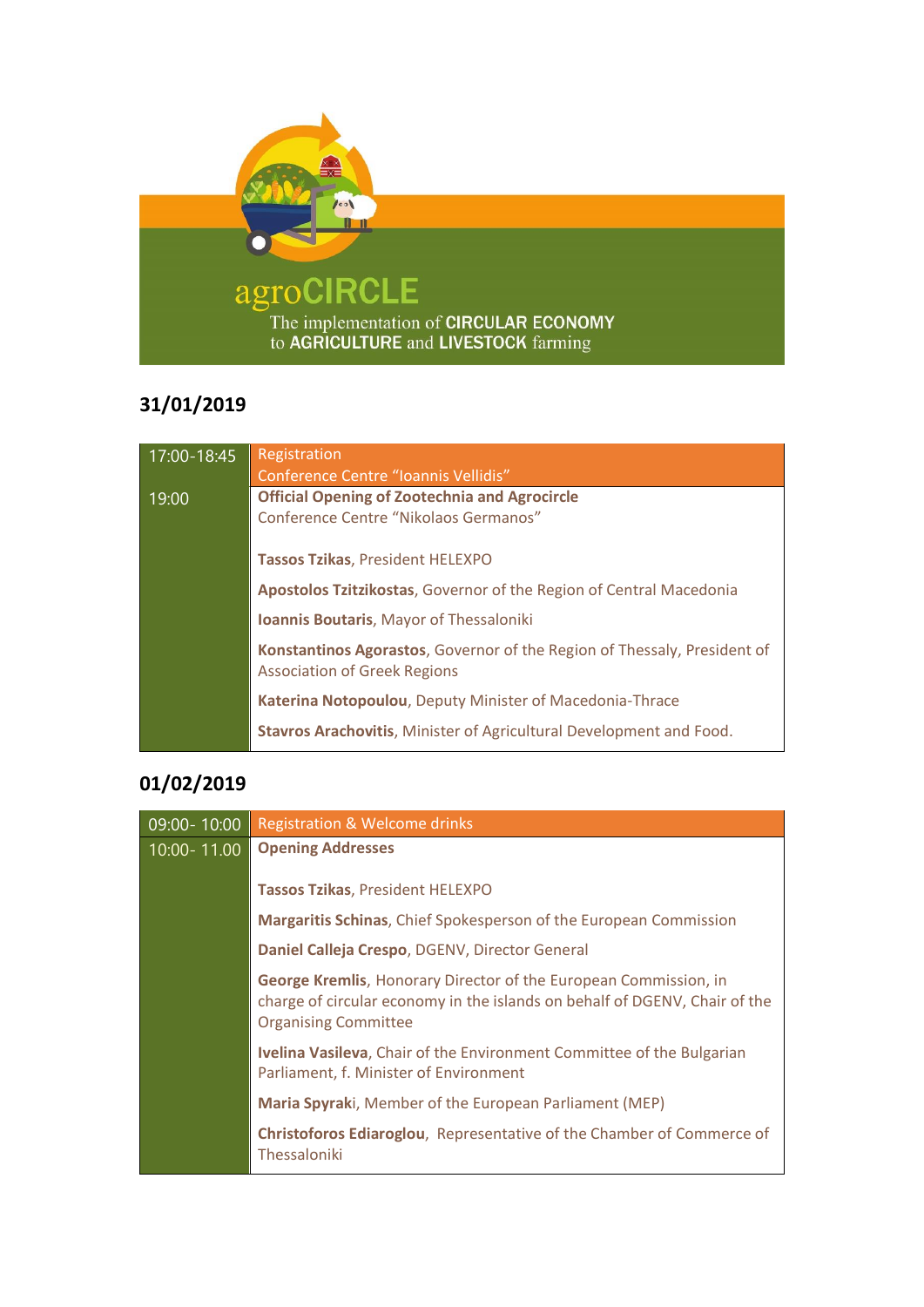agroCIRCLE

The implementation of **CIRCULAR ECONOMY** to **AGRICULTURE** and **LIVESTOCK** farming

## 31/01/2019

| | |
|---|---|
| 17:00-18:45 | Registration<br>Conference Centre “Ioannis Vellidis” |
| 19:00 | **Official Opening of Zootechnia and Agrocircle**<br>Conference Centre “Nikolaos Germanos”<br><br>**Tassos Tzikas**, President HELEXPO<br>**Apostolos Tzitzikostas**, Governor of the Region of Central Macedonia<br>**Ioannis Boutaris**, Mayor of Thessaloniki<br>**Konstantinos Agorastos**, Governor of the Region of Thessaly, President of Association of Greek Regions<br>**Katerina Notopoulou**, Deputy Minister of Macedonia-Thrace<br>**Stavros Arachovitis**, Minister of Agricultural Development and Food. |

## 01/02/2019

| | |
|---|---|
| 09:00- 10:00 | Registration & Welcome drinks |
| 10:00- 11.00 | **Opening Addresses**<br><br>**Tassos Tzikas**, President HELEXPO<br>**Margaritis Schinas**, Chief Spokesperson of the European Commission<br>**Daniel Calleja Crespo**, DGENV, Director General<br>**George Kremlis**, Honorary Director of the European Commission, in charge of circular economy in the islands on behalf of DGENV, Chair of the Organising Committee<br>**Ivelina Vasileva**, Chair of the Environment Committee of the Bulgarian Parliament, f. Minister of Environment<br>**Maria Spyrak**i, Member of the European Parliament (MEP)<br>**Christoforos Ediaroglou**, Representative of the Chamber of Commerce of Thessaloniki |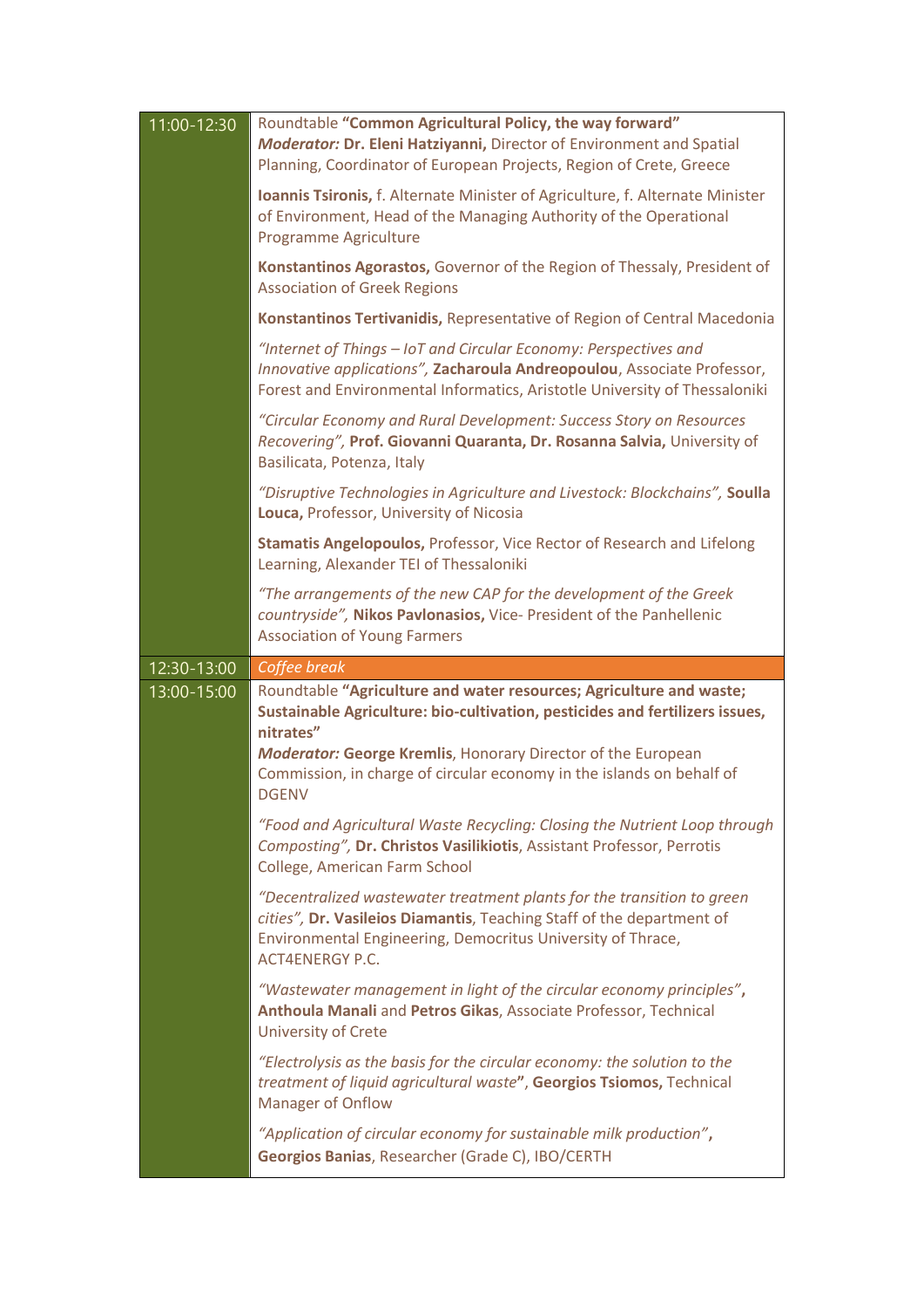| | |
|---|---|
| 11:00-12:30 | Roundtable **"Common Agricultural Policy, the way forward"**<br>***Moderator:* Dr. Eleni Hatziyanni,** Director of Environment and Spatial Planning, Coordinator of European Projects, Region of Crete, Greece<br><br>**Ioannis Tsironis,** f. Alternate Minister of Agriculture, f. Alternate Minister of Environment, Head of the Managing Authority of the Operational Programme Agriculture<br><br>**Konstantinos Agorastos,** Governor of the Region of Thessaly, President of Association of Greek Regions<br><br>**Konstantinos Tertivanidis,** Representative of Region of Central Macedonia<br><br>*"Internet of Things – IoT and Circular Economy: Perspectives and Innovative applications",* **Zacharoula Andreopoulou**, Associate Professor, Forest and Environmental Informatics, Aristotle University of Thessaloniki<br><br>*"Circular Economy and Rural Development: Success Story on Resources Recovering",* **Prof. Giovanni Quaranta, Dr. Rosanna Salvia,** University of Basilicata, Potenza, Italy<br><br>*"Disruptive Technologies in Agriculture and Livestock: Blockchains",* **Soulla Louca,** Professor, University of Nicosia<br><br>**Stamatis Angelopoulos,** Professor, Vice Rector of Research and Lifelong Learning, Alexander TEI of Thessaloniki<br><br>*"The arrangements of the new CAP for the development of the Greek countryside",* **Nikos Pavlonasios,** Vice- President of the Panhellenic Association of Young Farmers |
| 12:30-13:00 | *Coffee break* |
| 13:00-15:00 | Roundtable **"Agriculture and water resources; Agriculture and waste; Sustainable Agriculture: bio-cultivation, pesticides and fertilizers issues, nitrates"**<br>***Moderator:* George Kremlis**, Honorary Director of the European Commission, in charge of circular economy in the islands on behalf of DGENV<br><br>*"Food and Agricultural Waste Recycling: Closing the Nutrient Loop through Composting",* **Dr. Christos Vasilikiotis**, Assistant Professor, Perrotis College, American Farm School<br><br>*"Decentralized wastewater treatment plants for the transition to green cities",* **Dr. Vasileios Diamantis**, Teaching Staff of the department of Environmental Engineering, Democritus University of Thrace, ACT4ENERGY P.C.<br><br>*"Wastewater management in light of the circular economy principles"*, **Anthoula Manali** and **Petros Gikas**, Associate Professor, Technical University of Crete<br><br>*"Electrolysis as the basis for the circular economy: the solution to the treatment of liquid agricultural waste"*, **Georgios Tsiomos,** Technical Manager of Onflow<br><br>*"Application of circular economy for sustainable milk production"*, **Georgios Banias**, Researcher (Grade C), IBO/CERTH |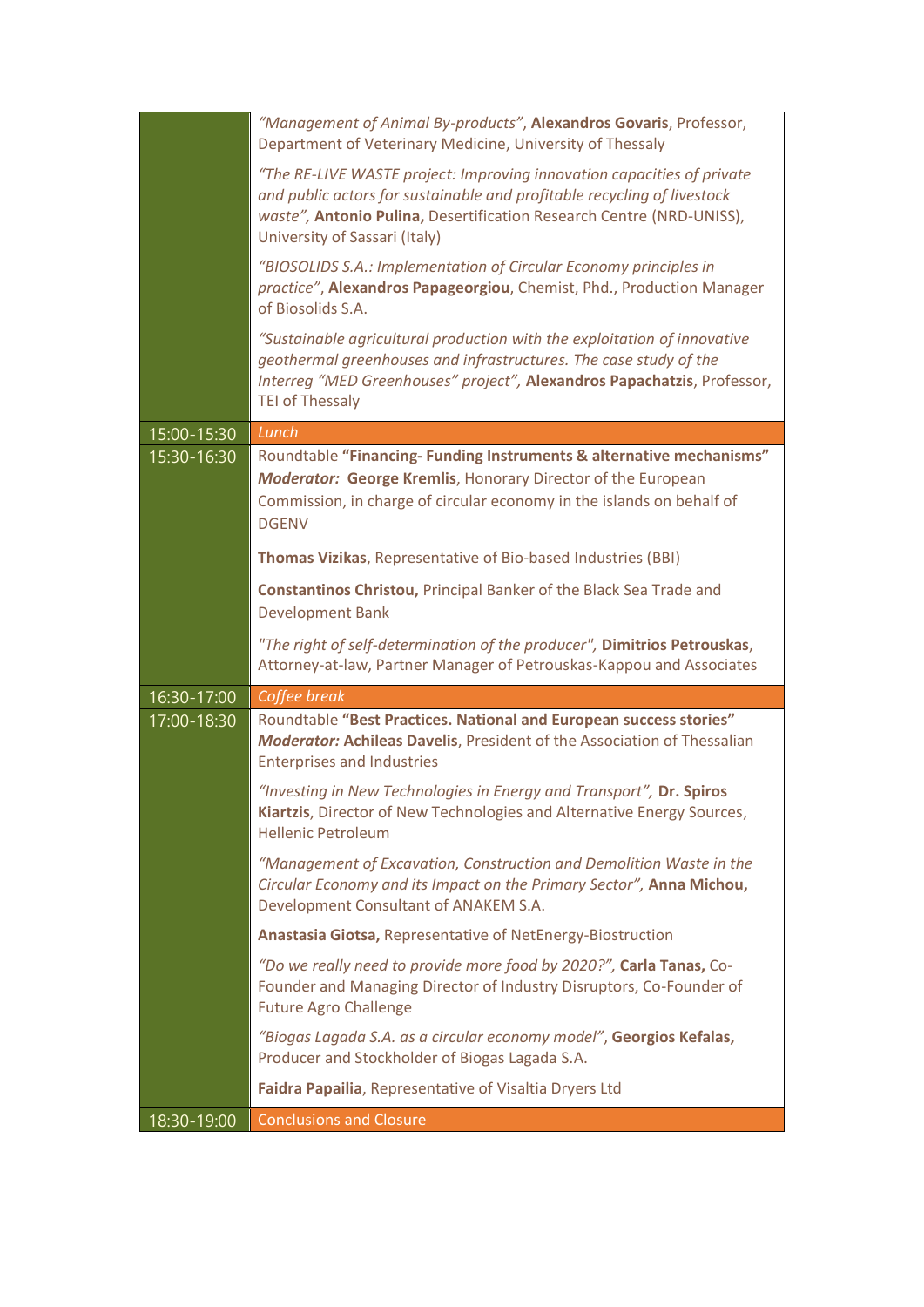| | |
|---|---|
| | *"Management of Animal By-products"*, **Alexandros Govaris**, Professor, Department of Veterinary Medicine, University of Thessaly<br><br>*"The RE-LIVE WASTE project: Improving innovation capacities of private and public actors for sustainable and profitable recycling of livestock waste"*, **Antonio Pulina,** Desertification Research Centre (NRD-UNISS), University of Sassari (Italy)<br><br>*"BIOSOLIDS S.A.: Implementation of Circular Economy principles in practice"*, **Alexandros Papageorgiou**, Chemist, Phd., Production Manager of Biosolids S.A.<br><br>*"Sustainable agricultural production with the exploitation of innovative geothermal greenhouses and infrastructures. The case study of the Interreg "MED Greenhouses" project"*, **Alexandros Papachatzis**, Professor, TEI of Thessaly |
| 15:00-15:30 | *Lunch* |
| 15:30-16:30 | Roundtable **"Financing- Funding Instruments & alternative mechanisms"**<br>***Moderator:*** **George Kremlis**, Honorary Director of the European Commission, in charge of circular economy in the islands on behalf of DGENV<br><br>**Thomas Vizikas**, Representative of Bio-based Industries (BBI)<br><br>**Constantinos Christou,** Principal Banker of the Black Sea Trade and Development Bank<br><br>*"The right of self-determination of the producer"*, **Dimitrios Petrouskas**, Attorney-at-law, Partner Manager of Petrouskas-Kappou and Associates |
| 16:30-17:00 | *Coffee break* |
| 17:00-18:30 | Roundtable **"Best Practices. National and European success stories"**<br>***Moderator:*** **Achileas Davelis**, President of the Association of Thessalian Enterprises and Industries<br><br>*"Investing in New Technologies in Energy and Transport"*, **Dr. Spiros Kiartzis**, Director of New Technologies and Alternative Energy Sources, Hellenic Petroleum<br><br>*"Management of Excavation, Construction and Demolition Waste in the Circular Economy and its Impact on the Primary Sector"*, **Anna Michou,** Development Consultant of ANAKEM S.A.<br><br>**Anastasia Giotsa,** Representative of NetEnergy-Biostruction<br><br>*"Do we really need to provide more food by 2020?"*, **Carla Tanas,** Co-Founder and Managing Director of Industry Disruptors, Co-Founder of Future Agro Challenge<br><br>*"Biogas Lagada S.A. as a circular economy model"*, **Georgios Kefalas,** Producer and Stockholder of Biogas Lagada S.A.<br><br>**Faidra Papailia**, Representative of Visaltia Dryers Ltd |
| 18:30-19:00 | Conclusions and Closure |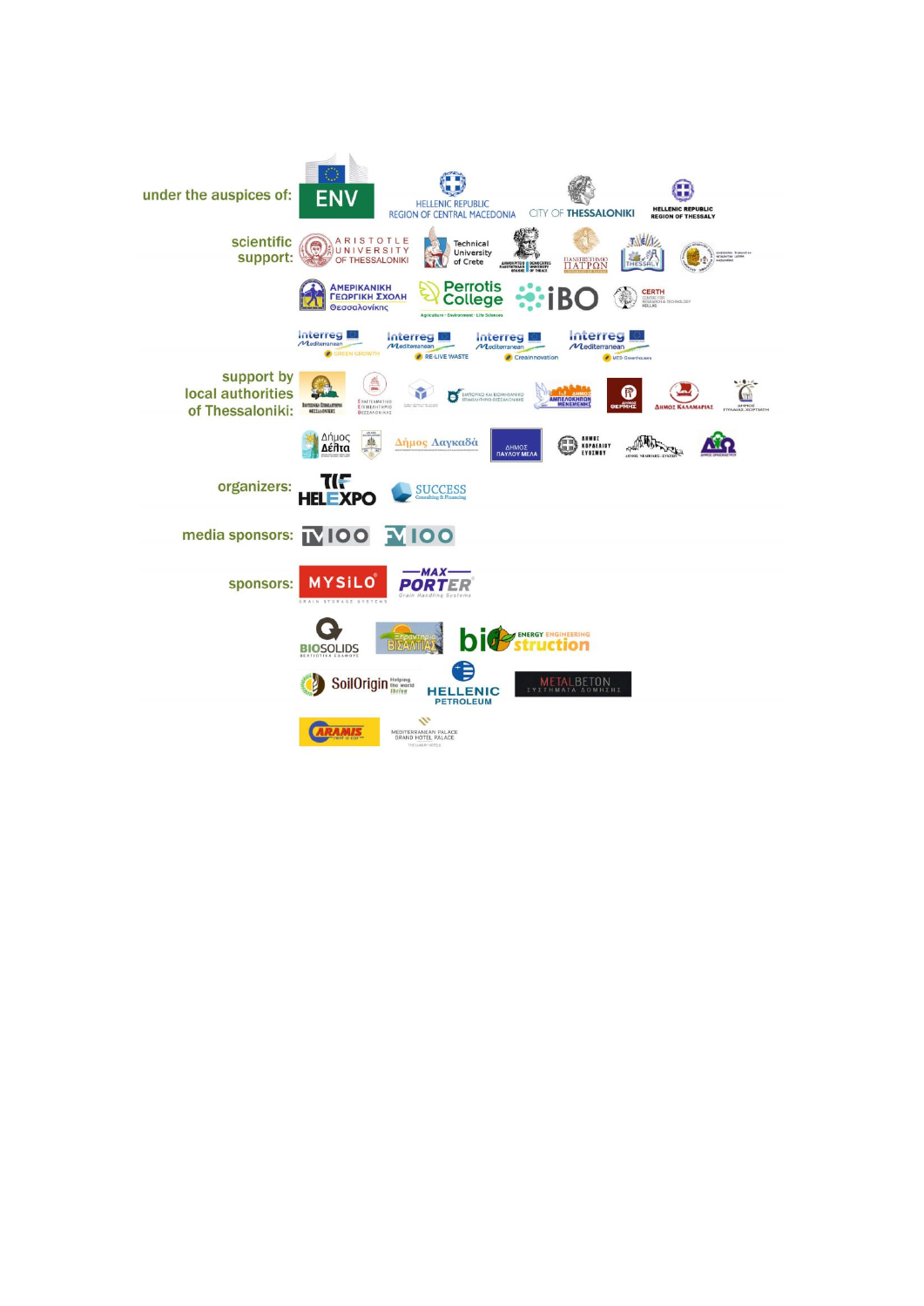under the auspices of:

ENV

HELLENIC REPUBLIC
REGION OF CENTRAL MACEDONIA

CITY OF THESSALONIKI

HELLENIC REPUBLIC
REGION OF THESSALY

scientific support:

ARISTOTLE UNIVERSITY OF THESSALONIKI

Technical University of Crete

ΠΑΝΕΠΙΣΤΗΜΙΟ ΠΑΤΡΩΝ

THESSALY

ΑΜΕΡΙΚΑΝΙΚΗ ΓΕΩΡΓΙΚΗ ΣΧΟΛΗ Θεσσαλονίκης

Perrotis College
Agriculture · Environment · Life Sciences

iBO

CERTH

Interreg Mediterranean GREEN GROWTH

Interreg Mediterranean RE-LIVE WASTE

Interreg Mediterranean CreaInnovation

Interreg Mediterranean MED Greenhouses

support by local authorities of Thessaloniki:

ΔΗΜΟΣ ΑΜΠΕΛΟΚΗΠΩΝ ΜΕΝΕΜΕΝΗΣ

ΔΗΜΟΣ ΘΕΡΜΗΣ

ΔΗΜΟΣ ΚΑΛΑΜΑΡΙΑΣ

Δήμος Δέλτα

Δήμος Λαγκαδά

ΔΗΜΟΣ ΠΑΥΛΟΥ ΜΕΛΑ

ΔΗΜΟΣ ΚΟΡΔΕΛΙΟΥ ΕΥΟΣΜΟΥ

organizers:

TIF HELEXPO

SUCCESS Consulting & Financing

media sponsors:

TV100

FM100

sponsors:

MYSILO GRAIN STORAGE SYSTEMS

MAX PORTER Grain Handling Systems

BIOSOLIDS

ΒΙΖΑΝΤΙΑΣ

bio ENERGY ENGINEERING struction

SoilOrigin Helping the world thrive

HELLENIC PETROLEUM

METALBETON ΣΥΣΤΗΜΑΤΑ ΔΟΜΗΣΗΣ

ARAMIS

MEDITERRANEAN PALACE GRAND HOTEL PALACE